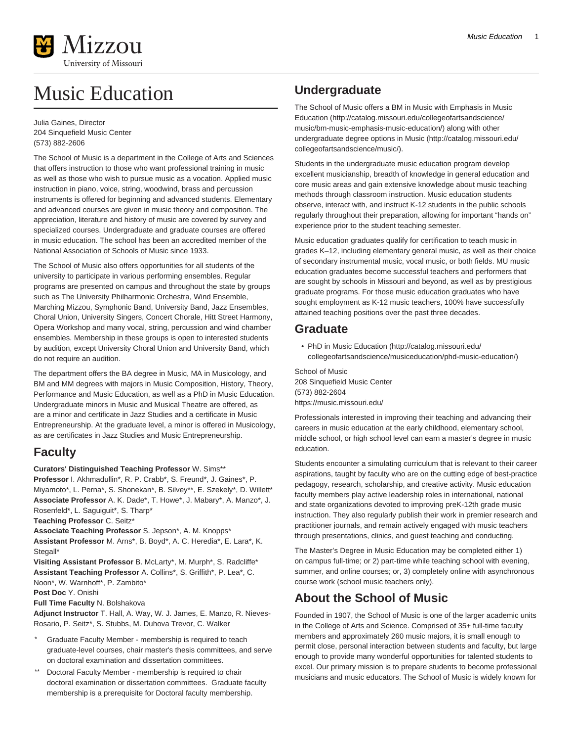# Music Education

Julia Gaines, Director
204 Sinquefield Music Center
(573) 882-2606

The School of Music is a department in the College of Arts and Sciences that offers instruction to those who want professional training in music as well as those who wish to pursue music as a vocation. Applied music instruction in piano, voice, string, woodwind, brass and percussion instruments is offered for beginning and advanced students. Elementary and advanced courses are given in music theory and composition. The appreciation, literature and history of music are covered by survey and specialized courses. Undergraduate and graduate courses are offered in music education. The school has been an accredited member of the National Association of Schools of Music since 1933.

The School of Music also offers opportunities for all students of the university to participate in various performing ensembles. Regular programs are presented on campus and throughout the state by groups such as The University Philharmonic Orchestra, Wind Ensemble, Marching Mizzou, Symphonic Band, University Band, Jazz Ensembles, Choral Union, University Singers, Concert Chorale, Hitt Street Harmony, Opera Workshop and many vocal, string, percussion and wind chamber ensembles. Membership in these groups is open to interested students by audition, except University Choral Union and University Band, which do not require an audition.

The department offers the BA degree in Music, MA in Musicology, and BM and MM degrees with majors in Music Composition, History, Theory, Performance and Music Education, as well as a PhD in Music Education. Undergraduate minors in Music and Musical Theatre are offered, as are a minor and certificate in Jazz Studies and a certificate in Music Entrepreneurship. At the graduate level, a minor is offered in Musicology, as are certificates in Jazz Studies and Music Entrepreneurship.

## Faculty

**Curators' Distinguished Teaching Professor** W. Sims**
**Professor** I. Akhmadullin*, R. P. Crabb*, S. Freund*, J. Gaines*, P. Miyamoto*, L. Perna*, S. Shonekan*, B. Silvey**, E. Szekely*, D. Willett*
**Associate Professor** A. K. Dade*, T. Howe*, J. Mabary*, A. Manzo*, J. Rosenfeld*, L. Saguiguit*, S. Tharp*
**Teaching Professor** C. Seitz*
**Associate Teaching Professor** S. Jepson*, A. M. Knopps*
**Assistant Professor** M. Arns*, B. Boyd*, A. C. Heredia*, E. Lara*, K. Stegall*
**Visiting Assistant Professor** B. McLarty*, M. Murph*, S. Radcliffe*
**Assistant Teaching Professor** A. Collins*, S. Griffith*, P. Lea*, C. Noon*, W. Warnhoff*, P. Zambito*
**Post Doc** Y. Onishi
**Full Time Faculty** N. Bolshakova
**Adjunct Instructor** T. Hall, A. Way, W. J. James, E. Manzo, R. Nieves-Rosario, P. Seitz*, S. Stubbs, M. Duhova Trevor, C. Walker

\* Graduate Faculty Member - membership is required to teach graduate-level courses, chair master's thesis committees, and serve on doctoral examination and dissertation committees.

\*\* Doctoral Faculty Member - membership is required to chair doctoral examination or dissertation committees. Graduate faculty membership is a prerequisite for Doctoral faculty membership.

## Undergraduate

The School of Music offers a BM in Music with Emphasis in Music Education (http://catalog.missouri.edu/collegeofartsandscience/music/bm-music-emphasis-music-education/) along with other undergraduate degree options in Music (http://catalog.missouri.edu/collegeofartsandscience/music/).

Students in the undergraduate music education program develop excellent musicianship, breadth of knowledge in general education and core music areas and gain extensive knowledge about music teaching methods through classroom instruction. Music education students observe, interact with, and instruct K-12 students in the public schools regularly throughout their preparation, allowing for important "hands on" experience prior to the student teaching semester.

Music education graduates qualify for certification to teach music in grades K–12, including elementary general music, as well as their choice of secondary instrumental music, vocal music, or both fields. MU music education graduates become successful teachers and performers that are sought by schools in Missouri and beyond, as well as by prestigious graduate programs. For those music education graduates who have sought employment as K-12 music teachers, 100% have successfully attained teaching positions over the past three decades.

## Graduate

- PhD in Music Education (http://catalog.missouri.edu/collegeofartsandscience/musiceducation/phd-music-education/)

School of Music
208 Sinquefield Music Center
(573) 882-2604
https://music.missouri.edu/

Professionals interested in improving their teaching and advancing their careers in music education at the early childhood, elementary school, middle school, or high school level can earn a master's degree in music education.

Students encounter a simulating curriculum that is relevant to their career aspirations, taught by faculty who are on the cutting edge of best-practice pedagogy, research, scholarship, and creative activity. Music education faculty members play active leadership roles in international, national and state organizations devoted to improving preK-12th grade music instruction. They also regularly publish their work in premier research and practitioner journals, and remain actively engaged with music teachers through presentations, clinics, and guest teaching and conducting.

The Master's Degree in Music Education may be completed either 1) on campus full-time; or 2) part-time while teaching school with evening, summer, and online courses; or, 3) completely online with asynchronous course work (school music teachers only).

## About the School of Music

Founded in 1907, the School of Music is one of the larger academic units in the College of Arts and Science. Comprised of 35+ full-time faculty members and approximately 260 music majors, it is small enough to permit close, personal interaction between students and faculty, but large enough to provide many wonderful opportunities for talented students to excel. Our primary mission is to prepare students to become professional musicians and music educators. The School of Music is widely known for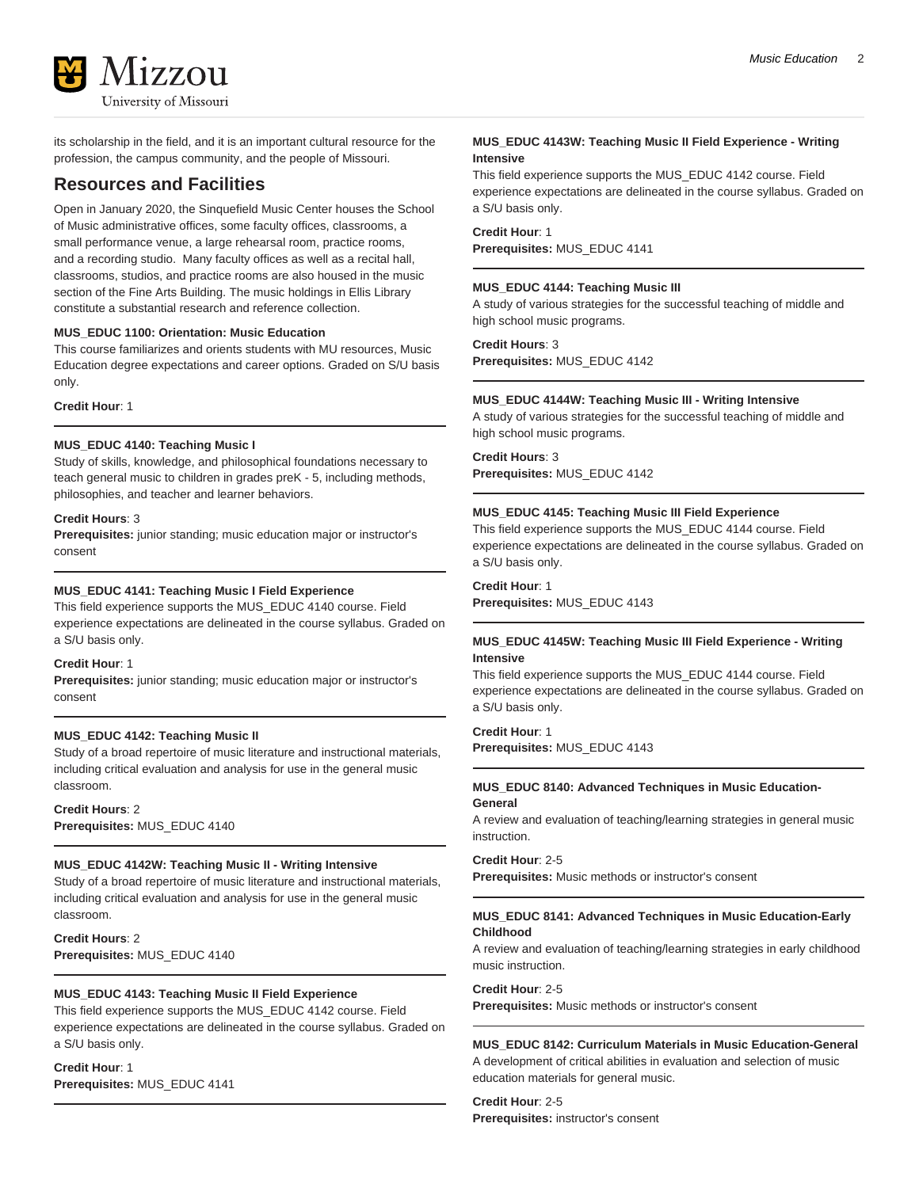its scholarship in the field, and it is an important cultural resource for the profession, the campus community, and the people of Missouri.

## Resources and Facilities

Open in January 2020, the Sinquefield Music Center houses the School of Music administrative offices, some faculty offices, classrooms, a small performance venue, a large rehearsal room, practice rooms, and a recording studio. Many faculty offices as well as a recital hall, classrooms, studios, and practice rooms are also housed in the music section of the Fine Arts Building. The music holdings in Ellis Library constitute a substantial research and reference collection.

**MUS_EDUC 1100: Orientation: Music Education**

This course familiarizes and orients students with MU resources, Music Education degree expectations and career options. Graded on S/U basis only.

**Credit Hour**: 1

---

**MUS_EDUC 4140: Teaching Music I**

Study of skills, knowledge, and philosophical foundations necessary to teach general music to children in grades preK - 5, including methods, philosophies, and teacher and learner behaviors.

**Credit Hours**: 3
**Prerequisites:** junior standing; music education major or instructor's consent

---

**MUS_EDUC 4141: Teaching Music I Field Experience**

This field experience supports the MUS_EDUC 4140 course. Field experience expectations are delineated in the course syllabus. Graded on a S/U basis only.

**Credit Hour**: 1
**Prerequisites:** junior standing; music education major or instructor's consent

---

**MUS_EDUC 4142: Teaching Music II**

Study of a broad repertoire of music literature and instructional materials, including critical evaluation and analysis for use in the general music classroom.

**Credit Hours**: 2
**Prerequisites:** MUS_EDUC 4140

---

**MUS_EDUC 4142W: Teaching Music II - Writing Intensive**

Study of a broad repertoire of music literature and instructional materials, including critical evaluation and analysis for use in the general music classroom.

**Credit Hours**: 2
**Prerequisites:** MUS_EDUC 4140

---

**MUS_EDUC 4143: Teaching Music II Field Experience**

This field experience supports the MUS_EDUC 4142 course. Field experience expectations are delineated in the course syllabus. Graded on a S/U basis only.

**Credit Hour**: 1
**Prerequisites:** MUS_EDUC 4141

---

**MUS_EDUC 4143W: Teaching Music II Field Experience - Writing Intensive**

This field experience supports the MUS_EDUC 4142 course. Field experience expectations are delineated in the course syllabus. Graded on a S/U basis only.

**Credit Hour**: 1
**Prerequisites:** MUS_EDUC 4141

---

**MUS_EDUC 4144: Teaching Music III**

A study of various strategies for the successful teaching of middle and high school music programs.

**Credit Hours**: 3
**Prerequisites:** MUS_EDUC 4142

---

**MUS_EDUC 4144W: Teaching Music III - Writing Intensive**

A study of various strategies for the successful teaching of middle and high school music programs.

**Credit Hours**: 3
**Prerequisites:** MUS_EDUC 4142

---

**MUS_EDUC 4145: Teaching Music III Field Experience**

This field experience supports the MUS_EDUC 4144 course. Field experience expectations are delineated in the course syllabus. Graded on a S/U basis only.

**Credit Hour**: 1
**Prerequisites:** MUS_EDUC 4143

---

**MUS_EDUC 4145W: Teaching Music III Field Experience - Writing Intensive**

This field experience supports the MUS_EDUC 4144 course. Field experience expectations are delineated in the course syllabus. Graded on a S/U basis only.

**Credit Hour**: 1
**Prerequisites:** MUS_EDUC 4143

---

**MUS_EDUC 8140: Advanced Techniques in Music Education-General**

A review and evaluation of teaching/learning strategies in general music instruction.

**Credit Hour**: 2-5
**Prerequisites:** Music methods or instructor's consent

---

**MUS_EDUC 8141: Advanced Techniques in Music Education-Early Childhood**

A review and evaluation of teaching/learning strategies in early childhood music instruction.

**Credit Hour**: 2-5
**Prerequisites:** Music methods or instructor's consent

---

**MUS_EDUC 8142: Curriculum Materials in Music Education-General**

A development of critical abilities in evaluation and selection of music education materials for general music.

**Credit Hour**: 2-5
**Prerequisites:** instructor's consent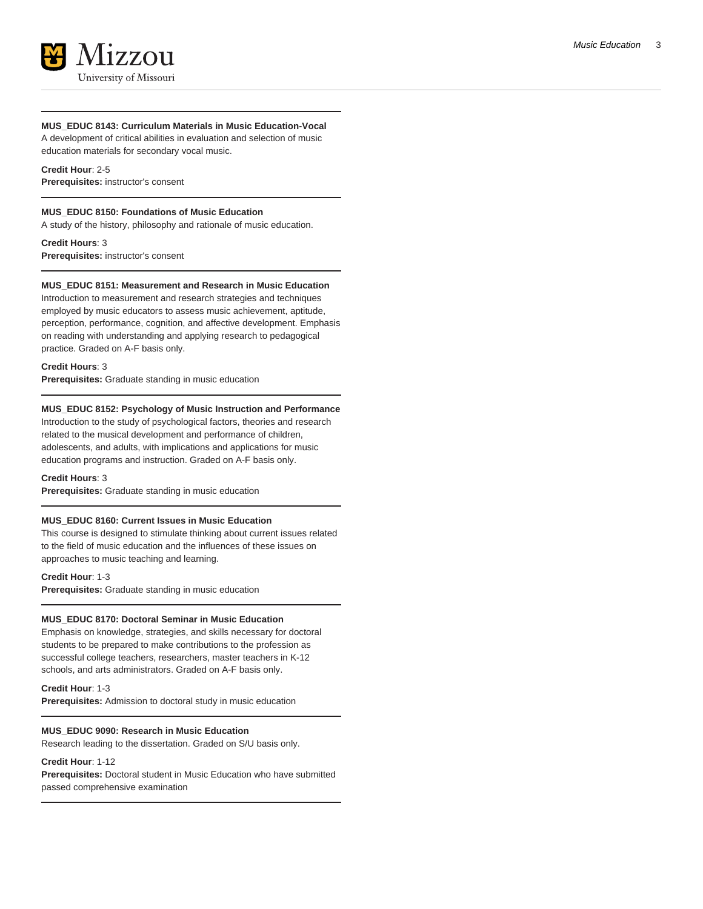**MUS_EDUC 8143: Curriculum Materials in Music Education-Vocal**
A development of critical abilities in evaluation and selection of music education materials for secondary vocal music.

**Credit Hour**: 2-5
**Prerequisites:** instructor's consent

---

**MUS_EDUC 8150: Foundations of Music Education**
A study of the history, philosophy and rationale of music education.

**Credit Hours**: 3
**Prerequisites:** instructor's consent

---

**MUS_EDUC 8151: Measurement and Research in Music Education**
Introduction to measurement and research strategies and techniques employed by music educators to assess music achievement, aptitude, perception, performance, cognition, and affective development. Emphasis on reading with understanding and applying research to pedagogical practice. Graded on A-F basis only.

**Credit Hours**: 3
**Prerequisites:** Graduate standing in music education

---

**MUS_EDUC 8152: Psychology of Music Instruction and Performance**
Introduction to the study of psychological factors, theories and research related to the musical development and performance of children, adolescents, and adults, with implications and applications for music education programs and instruction. Graded on A-F basis only.

**Credit Hours**: 3
**Prerequisites:** Graduate standing in music education

---

**MUS_EDUC 8160: Current Issues in Music Education**
This course is designed to stimulate thinking about current issues related to the field of music education and the influences of these issues on approaches to music teaching and learning.

**Credit Hour**: 1-3
**Prerequisites:** Graduate standing in music education

---

**MUS_EDUC 8170: Doctoral Seminar in Music Education**
Emphasis on knowledge, strategies, and skills necessary for doctoral students to be prepared to make contributions to the profession as successful college teachers, researchers, master teachers in K-12 schools, and arts administrators. Graded on A-F basis only.

**Credit Hour**: 1-3
**Prerequisites:** Admission to doctoral study in music education

---

**MUS_EDUC 9090: Research in Music Education**
Research leading to the dissertation. Graded on S/U basis only.

**Credit Hour**: 1-12
**Prerequisites:** Doctoral student in Music Education who have submitted passed comprehensive examination